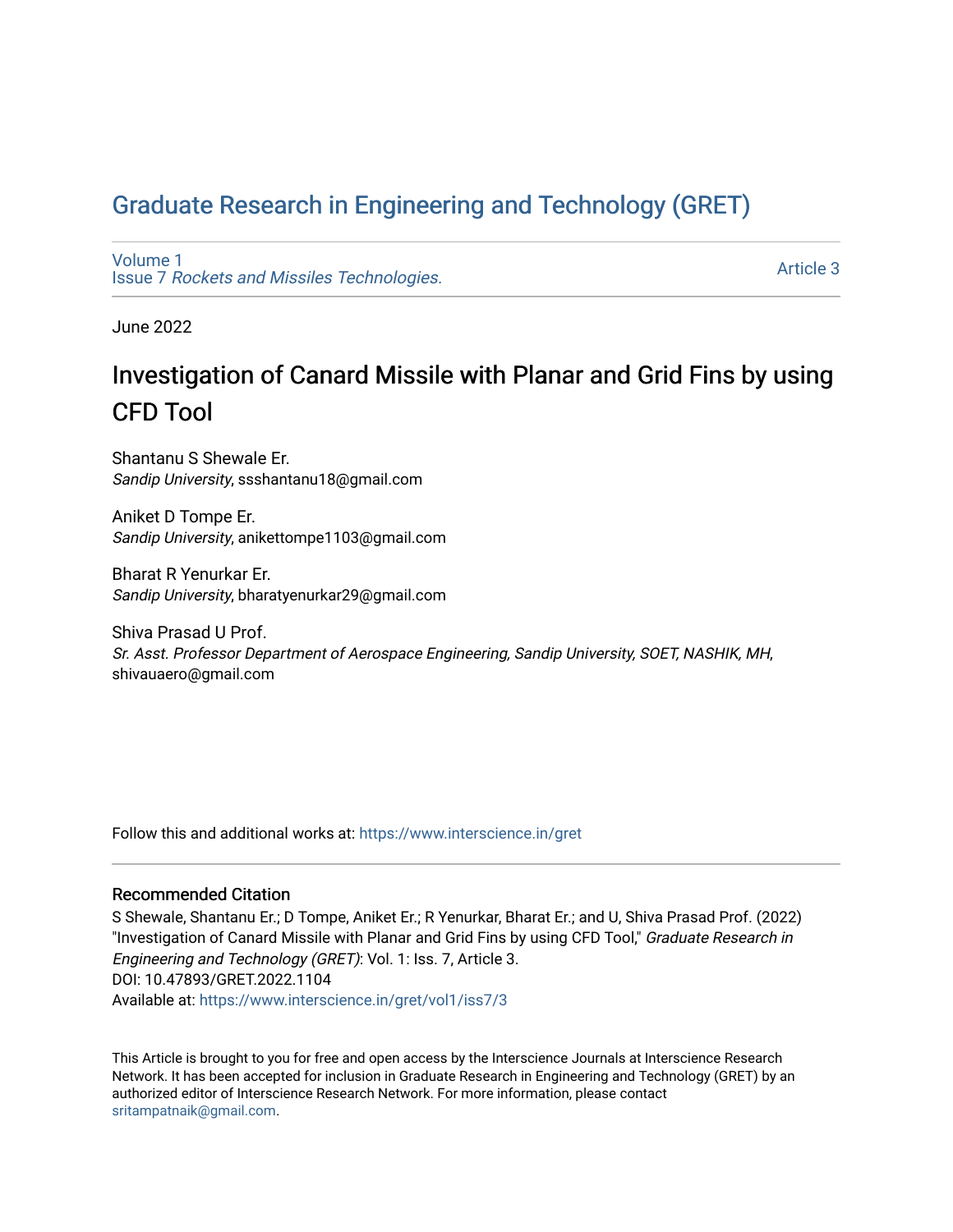# Graduate Research in Engineering and Technology (GRET)

Volume 1
Issue 7 *Rockets and Missiles Technologies.*

Article 3

June 2022

## Investigation of Canard Missile with Planar and Grid Fins by using CFD Tool

Shantanu S Shewale Er.
*Sandip University*, ssshantanu18@gmail.com

Aniket D Tompe Er.
*Sandip University*, anikettompe1103@gmail.com

Bharat R Yenurkar Er.
*Sandip University*, bharatyenurkar29@gmail.com

Shiva Prasad U Prof.
*Sr. Asst. Professor Department of Aerospace Engineering, Sandip University, SOET, NASHIK, MH*, shivauaero@gmail.com

Follow this and additional works at: https://www.interscience.in/gret

### Recommended Citation

S Shewale, Shantanu Er.; D Tompe, Aniket Er.; R Yenurkar, Bharat Er.; and U, Shiva Prasad Prof. (2022) "Investigation of Canard Missile with Planar and Grid Fins by using CFD Tool," *Graduate Research in Engineering and Technology (GRET)*: Vol. 1: Iss. 7, Article 3.
DOI: 10.47893/GRET.2022.1104
Available at: https://www.interscience.in/gret/vol1/iss7/3

This Article is brought to you for free and open access by the Interscience Journals at Interscience Research Network. It has been accepted for inclusion in Graduate Research in Engineering and Technology (GRET) by an authorized editor of Interscience Research Network. For more information, please contact sritampatnaik@gmail.com.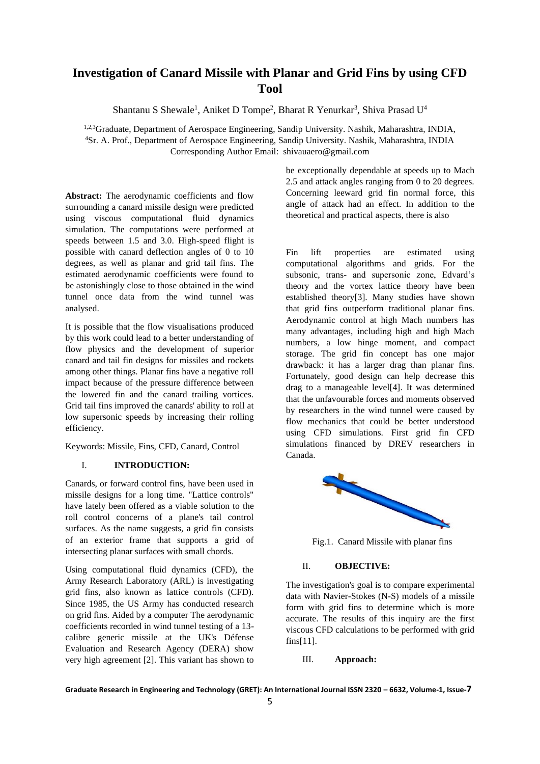# Investigation of Canard Missile with Planar and Grid Fins by using CFD Tool

Shantanu S Shewale[1], Aniket D Tompe[2], Bharat R Yenurkar[3], Shiva Prasad U[4]

[1,2,3]Graduate, Department of Aerospace Engineering, Sandip University. Nashik, Maharashtra, INDIA,
[4]Sr. A. Prof., Department of Aerospace Engineering, Sandip University. Nashik, Maharashtra, INDIA
Corresponding Author Email: shivauaero@gmail.com

**Abstract:** The aerodynamic coefficients and flow surrounding a canard missile design were predicted using viscous computational fluid dynamics simulation. The computations were performed at speeds between 1.5 and 3.0. High-speed flight is possible with canard deflection angles of 0 to 10 degrees, as well as planar and grid tail fins. The estimated aerodynamic coefficients were found to be astonishingly close to those obtained in the wind tunnel once data from the wind tunnel was analysed.

It is possible that the flow visualisations produced by this work could lead to a better understanding of flow physics and the development of superior canard and tail fin designs for missiles and rockets among other things. Planar fins have a negative roll impact because of the pressure difference between the lowered fin and the canard trailing vortices. Grid tail fins improved the canards' ability to roll at low supersonic speeds by increasing their rolling efficiency.

Keywords: Missile, Fins, CFD, Canard, Control

## I. INTRODUCTION:

Canards, or forward control fins, have been used in missile designs for a long time. "Lattice controls" have lately been offered as a viable solution to the roll control concerns of a plane's tail control surfaces. As the name suggests, a grid fin consists of an exterior frame that supports a grid of intersecting planar surfaces with small chords.

Using computational fluid dynamics (CFD), the Army Research Laboratory (ARL) is investigating grid fins, also known as lattice controls (CFD). Since 1985, the US Army has conducted research on grid fins. Aided by a computer The aerodynamic coefficients recorded in wind tunnel testing of a 13-calibre generic missile at the UK's Défense Evaluation and Research Agency (DERA) show very high agreement [2]. This variant has shown to be exceptionally dependable at speeds up to Mach 2.5 and attack angles ranging from 0 to 20 degrees. Concerning leeward grid fin normal force, this angle of attack had an effect. In addition to the theoretical and practical aspects, there is also

Fin lift properties are estimated using computational algorithms and grids. For the subsonic, trans- and supersonic zone, Edvard's theory and the vortex lattice theory have been established theory[3]. Many studies have shown that grid fins outperform traditional planar fins. Aerodynamic control at high Mach numbers has many advantages, including high and high Mach numbers, a low hinge moment, and compact storage. The grid fin concept has one major drawback: it has a larger drag than planar fins. Fortunately, good design can help decrease this drag to a manageable level[4]. It was determined that the unfavourable forces and moments observed by researchers in the wind tunnel were caused by flow mechanics that could be better understood using CFD simulations. First grid fin CFD simulations financed by DREV researchers in Canada.

Fig.1. Canard Missile with planar fins

## II. OBJECTIVE:

The investigation's goal is to compare experimental data with Navier-Stokes (N-S) models of a missile form with grid fins to determine which is more accurate. The results of this inquiry are the first viscous CFD calculations to be performed with grid fins[11].

## III. Approach: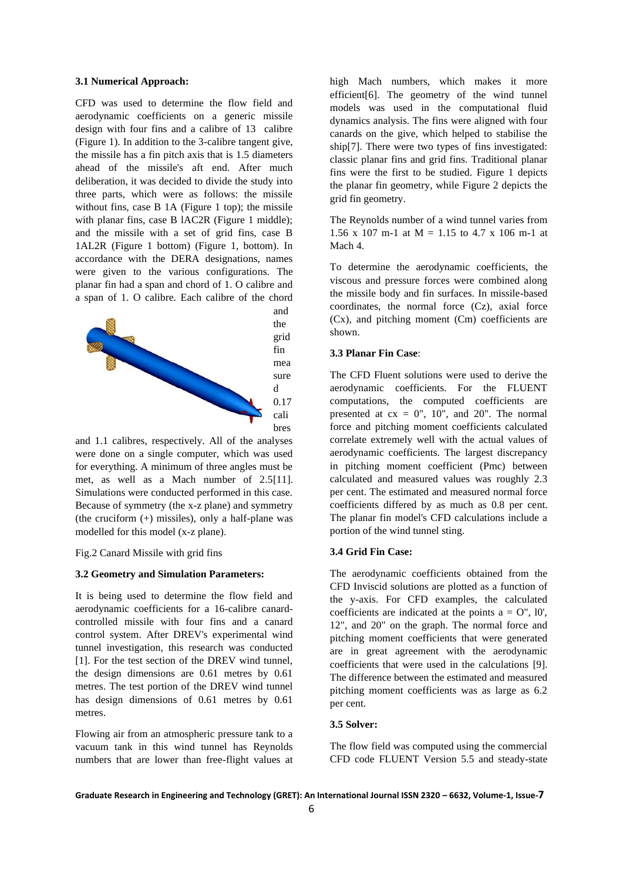### 3.1 Numerical Approach:

CFD was used to determine the flow field and aerodynamic coefficients on a generic missile design with four fins and a calibre of 13 calibre (Figure 1). In addition to the 3-calibre tangent give, the missile has a fin pitch axis that is 1.5 diameters ahead of the missile's aft end. After much deliberation, it was decided to divide the study into three parts, which were as follows: the missile without fins, case B 1A (Figure 1 top); the missile with planar fins, case B lAC2R (Figure 1 middle); and the missile with a set of grid fins, case B 1AL2R (Figure 1 bottom) (Figure 1, bottom). In accordance with the DERA designations, names were given to the various configurations. The planar fin had a span and chord of 1. O calibre and a span of 1. O calibre. Each calibre of the chord and the grid fin measured 0.17 calibres and 1.1 calibres, respectively. All of the analyses were done on a single computer, which was used for everything. A minimum of three angles must be met, as well as a Mach number of 2.5[11]. Simulations were conducted performed in this case. Because of symmetry (the x-z plane) and symmetry (the cruciform (+) missiles), only a half-plane was modelled for this model (x-z plane).

Fig.2 Canard Missile with grid fins

### 3.2 Geometry and Simulation Parameters:

It is being used to determine the flow field and aerodynamic coefficients for a 16-calibre canard-controlled missile with four fins and a canard control system. After DREV's experimental wind tunnel investigation, this research was conducted [1]. For the test section of the DREV wind tunnel, the design dimensions are 0.61 metres by 0.61 metres. The test portion of the DREV wind tunnel has design dimensions of 0.61 metres by 0.61 metres.

Flowing air from an atmospheric pressure tank to a vacuum tank in this wind tunnel has Reynolds numbers that are lower than free-flight values at high Mach numbers, which makes it more efficient[6]. The geometry of the wind tunnel models was used in the computational fluid dynamics analysis. The fins were aligned with four canards on the give, which helped to stabilise the ship[7]. There were two types of fins investigated: classic planar fins and grid fins. Traditional planar fins were the first to be studied. Figure 1 depicts the planar fin geometry, while Figure 2 depicts the grid fin geometry.

The Reynolds number of a wind tunnel varies from 1.56 x 107 m-1 at M = 1.15 to 4.7 x 106 m-1 at Mach 4.

To determine the aerodynamic coefficients, the viscous and pressure forces were combined along the missile body and fin surfaces. In missile-based coordinates, the normal force (Cz), axial force (Cx), and pitching moment (Cm) coefficients are shown.

### 3.3 Planar Fin Case:

The CFD Fluent solutions were used to derive the aerodynamic coefficients. For the FLUENT computations, the computed coefficients are presented at cx = 0", 10", and 20". The normal force and pitching moment coefficients calculated correlate extremely well with the actual values of aerodynamic coefficients. The largest discrepancy in pitching moment coefficient (Pmc) between calculated and measured values was roughly 2.3 per cent. The estimated and measured normal force coefficients differed by as much as 0.8 per cent. The planar fin model's CFD calculations include a portion of the wind tunnel sting.

### 3.4 Grid Fin Case:

The aerodynamic coefficients obtained from the CFD Inviscid solutions are plotted as a function of the y-axis. For CFD examples, the calculated coefficients are indicated at the points a = O", l0', 12", and 20" on the graph. The normal force and pitching moment coefficients that were generated are in great agreement with the aerodynamic coefficients that were used in the calculations [9]. The difference between the estimated and measured pitching moment coefficients was as large as 6.2 per cent.

### 3.5 Solver:

The flow field was computed using the commercial CFD code FLUENT Version 5.5 and steady-state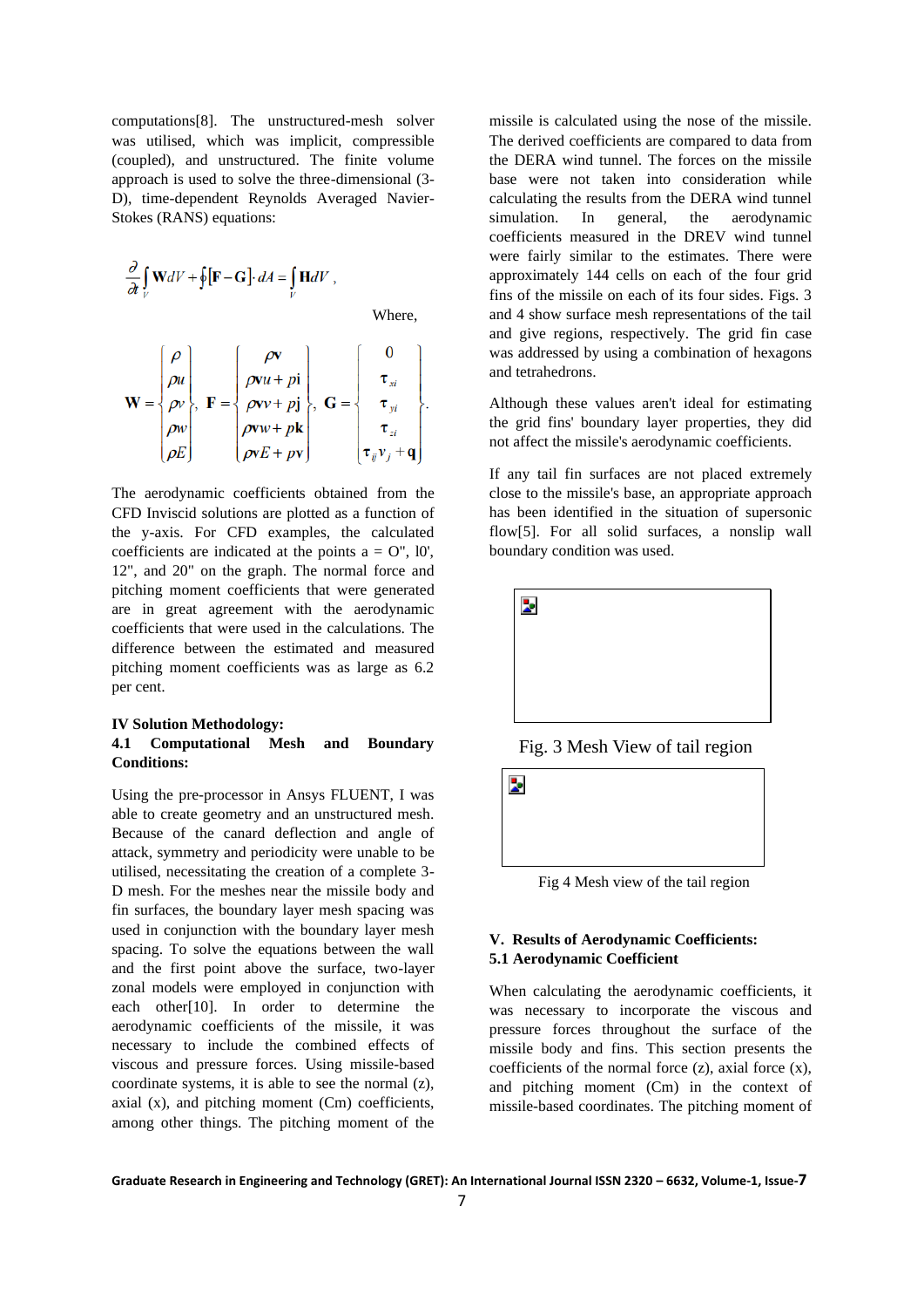computations[8]. The unstructured-mesh solver was utilised, which was implicit, compressible (coupled), and unstructured. The finite volume approach is used to solve the three-dimensional (3-D), time-dependent Reynolds Averaged Navier-Stokes (RANS) equations:

$$\frac{\partial}{\partial t}\int_V \mathbf{W}dV + \oint[\mathbf{F}-\mathbf{G}]\cdot dA = \int_V \mathbf{H}dV,$$

Where,

$$\mathbf{W} = \begin{Bmatrix} \rho \\ \rho u \\ \rho v \\ \rho w \\ \rho E \end{Bmatrix}, \quad \mathbf{F} = \begin{Bmatrix} \rho \mathbf{v} \\ \rho \mathbf{v}u + p\mathbf{i} \\ \rho \mathbf{v}v + p\mathbf{j} \\ \rho \mathbf{v}w + p\mathbf{k} \\ \rho \mathbf{v}E + p\mathbf{v} \end{Bmatrix}, \quad \mathbf{G} = \begin{Bmatrix} 0 \\ \tau_{xi} \\ \tau_{yi} \\ \tau_{zi} \\ \tau_{ij}v_j + \mathbf{q} \end{Bmatrix}.$$

The aerodynamic coefficients obtained from the CFD Inviscid solutions are plotted as a function of the y-axis. For CFD examples, the calculated coefficients are indicated at the points a = O", l0', 12", and 20" on the graph. The normal force and pitching moment coefficients that were generated are in great agreement with the aerodynamic coefficients that were used in the calculations. The difference between the estimated and measured pitching moment coefficients was as large as 6.2 per cent.

## IV Solution Methodology:

### 4.1 Computational Mesh and Boundary Conditions:

Using the pre-processor in Ansys FLUENT, I was able to create geometry and an unstructured mesh. Because of the canard deflection and angle of attack, symmetry and periodicity were unable to be utilised, necessitating the creation of a complete 3-D mesh. For the meshes near the missile body and fin surfaces, the boundary layer mesh spacing was used in conjunction with the boundary layer mesh spacing. To solve the equations between the wall and the first point above the surface, two-layer zonal models were employed in conjunction with each other[10]. In order to determine the aerodynamic coefficients of the missile, it was necessary to include the combined effects of viscous and pressure forces. Using missile-based coordinate systems, it is able to see the normal (z), axial (x), and pitching moment (Cm) coefficients, among other things. The pitching moment of the missile is calculated using the nose of the missile. The derived coefficients are compared to data from the DERA wind tunnel. The forces on the missile base were not taken into consideration while calculating the results from the DERA wind tunnel simulation. In general, the aerodynamic coefficients measured in the DREV wind tunnel were fairly similar to the estimates. There were approximately 144 cells on each of the four grid fins of the missile on each of its four sides. Figs. 3 and 4 show surface mesh representations of the tail and give regions, respectively. The grid fin case was addressed by using a combination of hexagons and tetrahedrons.

Although these values aren't ideal for estimating the grid fins' boundary layer properties, they did not affect the missile's aerodynamic coefficients.

If any tail fin surfaces are not placed extremely close to the missile's base, an appropriate approach has been identified in the situation of supersonic flow[5]. For all solid surfaces, a nonslip wall boundary condition was used.

Fig. 3 Mesh View of tail region

Fig 4 Mesh view of the tail region

## V. Results of Aerodynamic Coefficients:

### 5.1 Aerodynamic Coefficient

When calculating the aerodynamic coefficients, it was necessary to incorporate the viscous and pressure forces throughout the surface of the missile body and fins. This section presents the coefficients of the normal force (z), axial force (x), and pitching moment (Cm) in the context of missile-based coordinates. The pitching moment of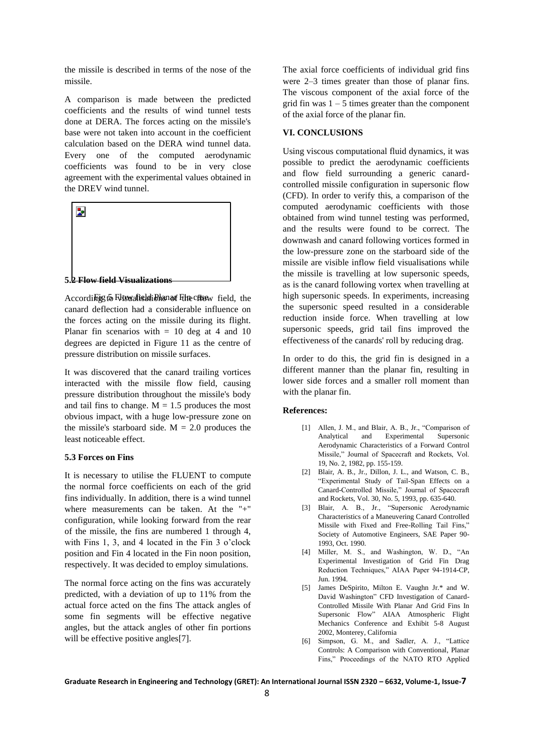the missile is described in terms of the nose of the missile.

A comparison is made between the predicted coefficients and the results of wind tunnel tests done at DERA. The forces acting on the missile's base were not taken into account in the coefficient calculation based on the DERA wind tunnel data. Every one of the computed aerodynamic coefficients was found to be in very close agreement with the experimental values obtained in the DREV wind tunnel.

Fig 5 Flow field Planar Fin case

### 5.2 Flow field Visualizations

According to visualisations of the flow field, the canard deflection had a considerable influence on the forces acting on the missile during its flight. Planar fin scenarios with = 10 deg at 4 and 10 degrees are depicted in Figure 11 as the centre of pressure distribution on missile surfaces.

It was discovered that the canard trailing vortices interacted with the missile flow field, causing pressure distribution throughout the missile's body and tail fins to change. M = 1.5 produces the most obvious impact, with a huge low-pressure zone on the missile's starboard side. M = 2.0 produces the least noticeable effect.

### 5.3 Forces on Fins

It is necessary to utilise the FLUENT to compute the normal force coefficients on each of the grid fins individually. In addition, there is a wind tunnel where measurements can be taken. At the "+" configuration, while looking forward from the rear of the missile, the fins are numbered 1 through 4, with Fins 1, 3, and 4 located in the Fin 3 o'clock position and Fin 4 located in the Fin noon position, respectively. It was decided to employ simulations.

The normal force acting on the fins was accurately predicted, with a deviation of up to 11% from the actual force acted on the fins The attack angles of some fin segments will be effective negative angles, but the attack angles of other fin portions will be effective positive angles[7].

The axial force coefficients of individual grid fins were 2–3 times greater than those of planar fins. The viscous component of the axial force of the grid fin was 1 – 5 times greater than the component of the axial force of the planar fin.

## VI. CONCLUSIONS

Using viscous computational fluid dynamics, it was possible to predict the aerodynamic coefficients and flow field surrounding a generic canard-controlled missile configuration in supersonic flow (CFD). In order to verify this, a comparison of the computed aerodynamic coefficients with those obtained from wind tunnel testing was performed, and the results were found to be correct. The downwash and canard following vortices formed in the low-pressure zone on the starboard side of the missile are visible inflow field visualisations while the missile is travelling at low supersonic speeds, as is the canard following vortex when travelling at high supersonic speeds. In experiments, increasing the supersonic speed resulted in a considerable reduction inside force. When travelling at low supersonic speeds, grid tail fins improved the effectiveness of the canards' roll by reducing drag.

In order to do this, the grid fin is designed in a different manner than the planar fin, resulting in lower side forces and a smaller roll moment than with the planar fin.

**References:**

[1] Allen, J. M., and Blair, A. B., Jr., "Comparison of Analytical and Experimental Supersonic Aerodynamic Characteristics of a Forward Control Missile," Journal of Spacecraft and Rockets, Vol. 19, No. 2, 1982, pp. 155-159.

[2] Blair, A. B., Jr., Dillon, J. L., and Watson, C. B., "Experimental Study of Tail-Span Effects on a Canard-Controlled Missile," Journal of Spacecraft and Rockets, Vol. 30, No. 5, 1993, pp. 635-640.

[3] Blair, A. B., Jr., "Supersonic Aerodynamic Characteristics of a Maneuvering Canard Controlled Missile with Fixed and Free-Rolling Tail Fins," Society of Automotive Engineers, SAE Paper 90-1993, Oct. 1990.

[4] Miller, M. S., and Washington, W. D., "An Experimental Investigation of Grid Fin Drag Reduction Techniques," AIAA Paper 94-1914-CP, Jun. 1994.

[5] James DeSpirito, Milton E. Vaughn Jr.* and W. David Washington" CFD Investigation of Canard-Controlled Missile With Planar And Grid Fins In Supersonic Flow" AIAA Atmospheric Flight Mechanics Conference and Exhibit 5-8 August 2002, Monterey, California

[6] Simpson, G. M., and Sadler, A. J., "Lattice Controls: A Comparison with Conventional, Planar Fins," Proceedings of the NATO RTO Applied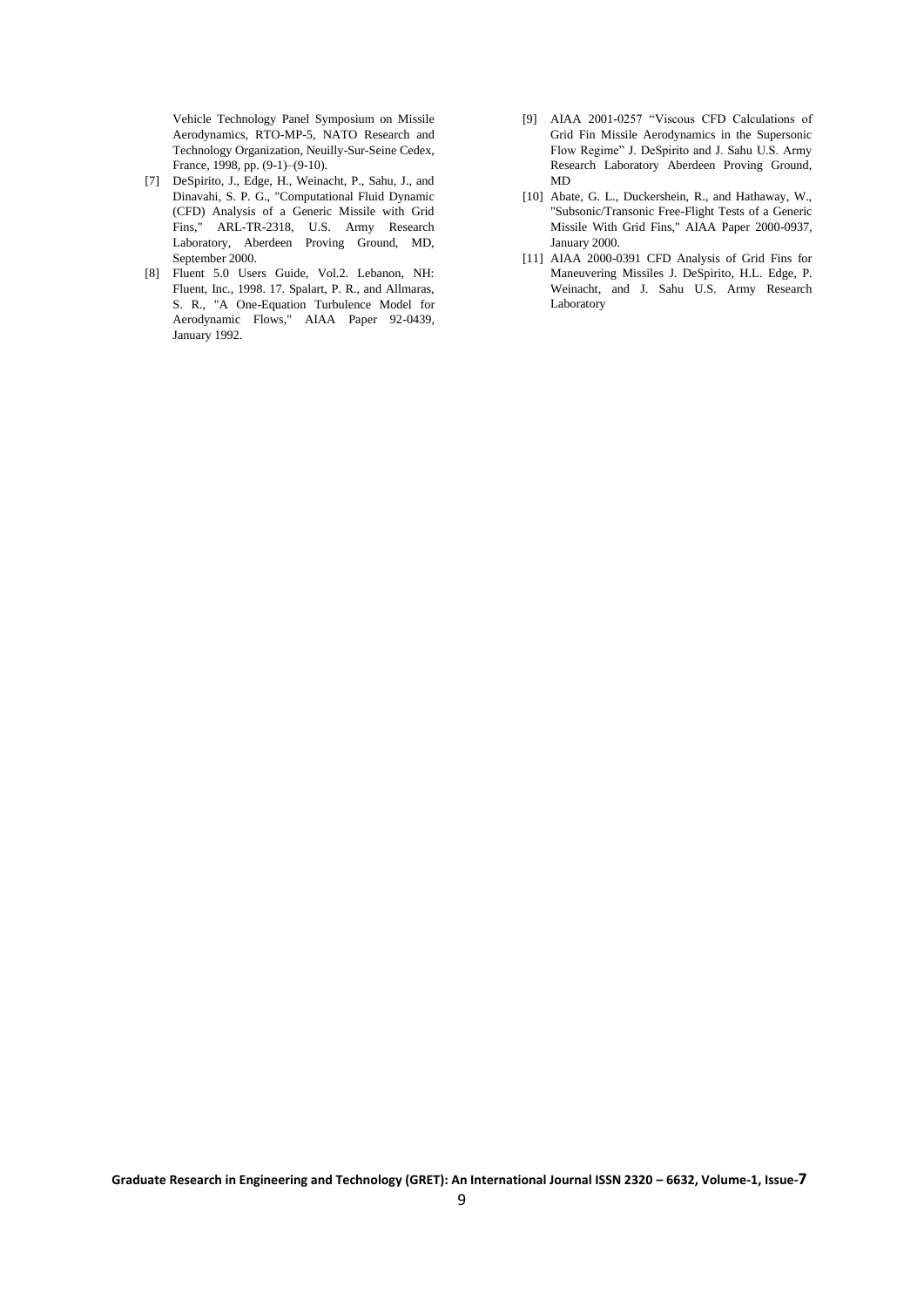Vehicle Technology Panel Symposium on Missile Aerodynamics, RTO-MP-5, NATO Research and Technology Organization, Neuilly-Sur-Seine Cedex, France, 1998, pp. (9-1)–(9-10).

[7] DeSpirito, J., Edge, H., Weinacht, P., Sahu, J., and Dinavahi, S. P. G., "Computational Fluid Dynamic (CFD) Analysis of a Generic Missile with Grid Fins," ARL-TR-2318, U.S. Army Research Laboratory, Aberdeen Proving Ground, MD, September 2000.

[8] Fluent 5.0 Users Guide, Vol.2. Lebanon, NH: Fluent, Inc., 1998. 17. Spalart, P. R., and Allmaras, S. R., "A One-Equation Turbulence Model for Aerodynamic Flows," AIAA Paper 92-0439, January 1992.

[9] AIAA 2001-0257 "Viscous CFD Calculations of Grid Fin Missile Aerodynamics in the Supersonic Flow Regime" J. DeSpirito and J. Sahu U.S. Army Research Laboratory Aberdeen Proving Ground, MD

[10] Abate, G. L., Duckershein, R., and Hathaway, W., "Subsonic/Transonic Free-Flight Tests of a Generic Missile With Grid Fins," AIAA Paper 2000-0937, January 2000.

[11] AIAA 2000-0391 CFD Analysis of Grid Fins for Maneuvering Missiles J. DeSpirito, H.L. Edge, P. Weinacht, and J. Sahu U.S. Army Research Laboratory